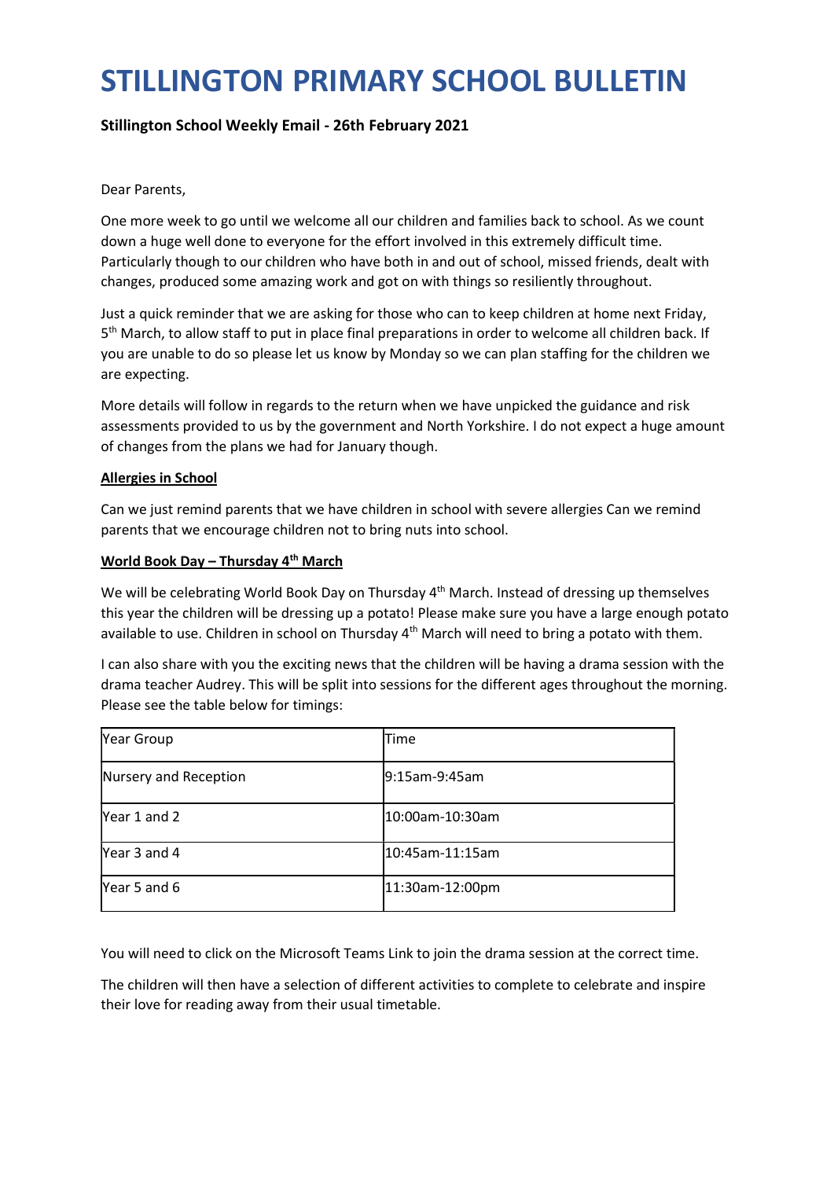# STILLINGTON PRIMARY SCHOOL BULLETIN

**Stillington School Weekly Email - 26th February 2021**

Dear Parents,

One more week to go until we welcome all our children and families back to school. As we count down a huge well done to everyone for the effort involved in this extremely difficult time. Particularly though to our children who have both in and out of school, missed friends, dealt with changes, produced some amazing work and got on with things so resiliently throughout.

Just a quick reminder that we are asking for those who can to keep children at home next Friday, 5th March, to allow staff to put in place final preparations in order to welcome all children back. If you are unable to do so please let us know by Monday so we can plan staffing for the children we are expecting.

More details will follow in regards to the return when we have unpicked the guidance and risk assessments provided to us by the government and North Yorkshire. I do not expect a huge amount of changes from the plans we had for January though.

**Allergies in School**

Can we just remind parents that we have children in school with severe allergies Can we remind parents that we encourage children not to bring nuts into school.

**World Book Day – Thursday 4th March**

We will be celebrating World Book Day on Thursday 4th March. Instead of dressing up themselves this year the children will be dressing up a potato! Please make sure you have a large enough potato available to use. Children in school on Thursday 4th March will need to bring a potato with them.

I can also share with you the exciting news that the children will be having a drama session with the drama teacher Audrey. This will be split into sessions for the different ages throughout the morning. Please see the table below for timings:

| Year Group | Time |
| --- | --- |
| Nursery and Reception | 9:15am-9:45am |
| Year 1 and 2 | 10:00am-10:30am |
| Year 3 and 4 | 10:45am-11:15am |
| Year 5 and 6 | 11:30am-12:00pm |

You will need to click on the Microsoft Teams Link to join the drama session at the correct time.

The children will then have a selection of different activities to complete to celebrate and inspire their love for reading away from their usual timetable.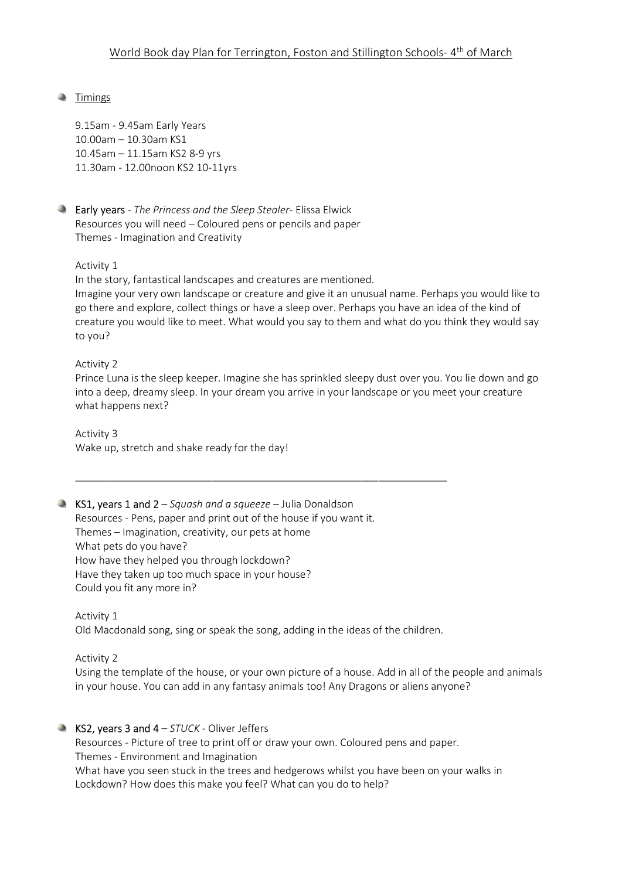# World Book day Plan for Terrington, Foston and Stillington Schools- 4th of March

- Timings

  9.15am - 9.45am Early Years
  10.00am – 10.30am KS1
  10.45am – 11.15am KS2 8-9 yrs
  11.30am - 12.00noon KS2 10-11yrs

- **Early years** - *The Princess and the Sleep Stealer*- Elissa Elwick
  Resources you will need – Coloured pens or pencils and paper
  Themes - Imagination and Creativity

  Activity 1
  In the story, fantastical landscapes and creatures are mentioned.
  Imagine your very own landscape or creature and give it an unusual name. Perhaps you would like to go there and explore, collect things or have a sleep over. Perhaps you have an idea of the kind of creature you would like to meet. What would you say to them and what do you think they would say to you?

  Activity 2
  Prince Luna is the sleep keeper. Imagine she has sprinkled sleepy dust over you. You lie down and go into a deep, dreamy sleep. In your dream you arrive in your landscape or you meet your creature what happens next?

  Activity 3
  Wake up, stretch and shake ready for the day!

---

- **KS1, years 1 and 2** – *Squash and a squeeze* – Julia Donaldson
  Resources - Pens, paper and print out of the house if you want it.
  Themes – Imagination, creativity, our pets at home
  What pets do you have?
  How have they helped you through lockdown?
  Have they taken up too much space in your house?
  Could you fit any more in?

  Activity 1
  Old Macdonald song, sing or speak the song, adding in the ideas of the children.

  Activity 2
  Using the template of the house, or your own picture of a house. Add in all of the people and animals in your house. You can add in any fantasy animals too! Any Dragons or aliens anyone?

- **KS2, years 3 and 4** – *STUCK* - Oliver Jeffers
  Resources - Picture of tree to print off or draw your own. Coloured pens and paper.
  Themes - Environment and Imagination
  What have you seen stuck in the trees and hedgerows whilst you have been on your walks in Lockdown? How does this make you feel? What can you do to help?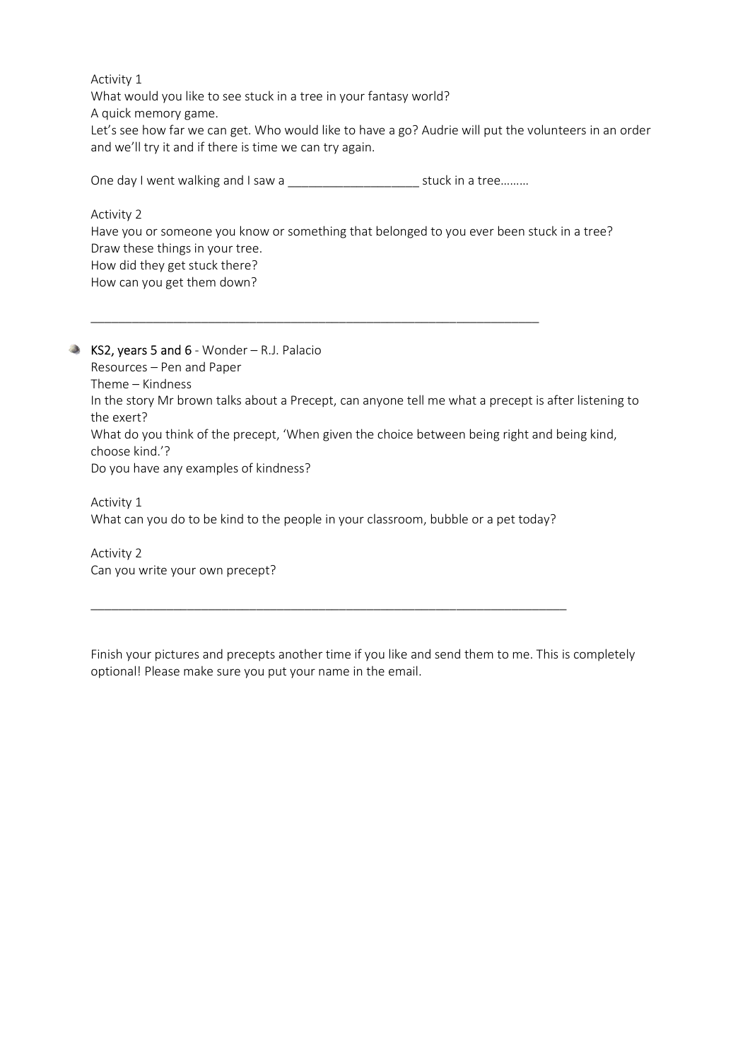Activity 1

What would you like to see stuck in a tree in your fantasy world?

A quick memory game.

Let's see how far we can get. Who would like to have a go? Audrie will put the volunteers in an order and we'll try it and if there is time we can try again.

One day I went walking and I saw a ___________________ stuck in a tree………

Activity 2

Have you or someone you know or something that belonged to you ever been stuck in a tree?

Draw these things in your tree.

How did they get stuck there?

How can you get them down?

_________________________________________________________________

- **KS2, years 5 and 6** - Wonder – R.J. Palacio

  Resources – Pen and Paper

  Theme – Kindness

  In the story Mr brown talks about a Precept, can anyone tell me what a precept is after listening to the exert?

  What do you think of the precept, 'When given the choice between being right and being kind, choose kind.'?

  Do you have any examples of kindness?

  Activity 1

  What can you do to be kind to the people in your classroom, bubble or a pet today?

  Activity 2

  Can you write your own precept?

_____________________________________________________________________

Finish your pictures and precepts another time if you like and send them to me. This is completely optional! Please make sure you put your name in the email.